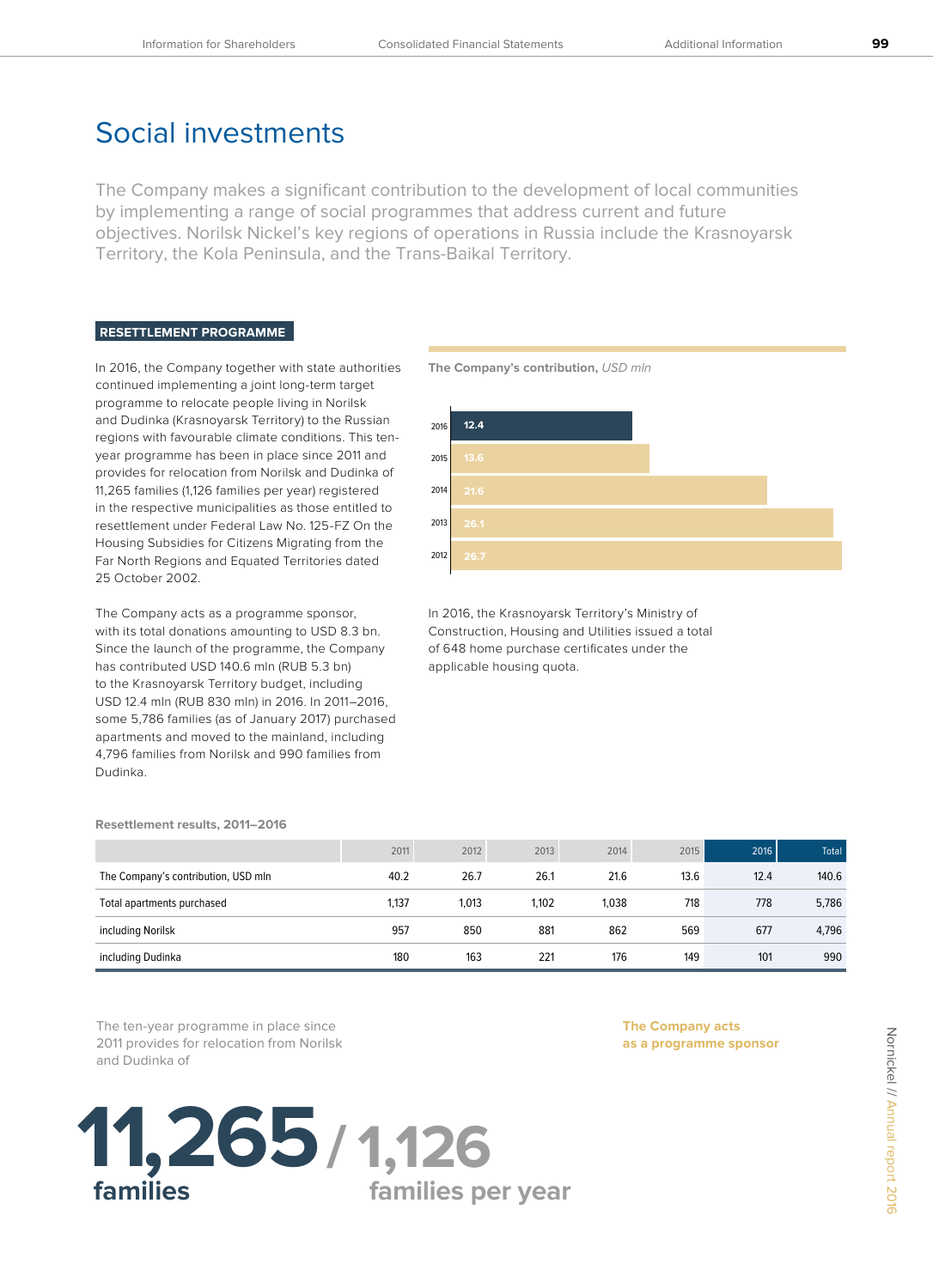# Social investments

The Company makes a significant contribution to the development of local communities by implementing a range of social programmes that address current and future objectives. Norilsk Nickel's key regions of operations in Russia include the Krasnoyarsk Territory, the Kola Peninsula, and the Trans-Baikal Territory.

## RESETTLEMENT PROGRAMME

In 2016, the Company together with state authorities continued implementing a joint long-term target programme to relocate people living in Norilsk and Dudinka (Krasnoyarsk Territory) to the Russian regions with favourable climate conditions. This ten-year programme has been in place since 2011 and provides for relocation from Norilsk and Dudinka of 11,265 families (1,126 families per year) registered in the respective municipalities as those entitled to resettlement under Federal Law No. 125-FZ On the Housing Subsidies for Citizens Migrating from the Far North Regions and Equated Territories dated 25 October 2002.

The Company acts as a programme sponsor, with its total donations amounting to USD 8.3 bn. Since the launch of the programme, the Company has contributed USD 140.6 mln (RUB 5.3 bn) to the Krasnoyarsk Territory budget, including USD 12.4 mln (RUB 830 mln) in 2016. In 2011–2016, some 5,786 families (as of January 2017) purchased apartments and moved to the mainland, including 4,796 families from Norilsk and 990 families from Dudinka.

**The Company's contribution,** *USD mln*

| Year | USD mln |
|---|---|
| 2016 | 12.4 |
| 2015 | 13.6 |
| 2014 | 21.6 |
| 2013 | 26.1 |
| 2012 | 26.7 |

In 2016, the Krasnoyarsk Territory's Ministry of Construction, Housing and Utilities issued a total of 648 home purchase certificates under the applicable housing quota.

**Resettlement results, 2011–2016**

| | 2011 | 2012 | 2013 | 2014 | 2015 | 2016 | Total |
|---|---|---|---|---|---|---|---|
| The Company's contribution, USD mln | 40.2 | 26.7 | 26.1 | 21.6 | 13.6 | 12.4 | 140.6 |
| Total apartments purchased | 1,137 | 1,013 | 1,102 | 1,038 | 718 | 778 | 5,786 |
| including Norilsk | 957 | 850 | 881 | 862 | 569 | 677 | 4,796 |
| including Dudinka | 180 | 163 | 221 | 176 | 149 | 101 | 990 |

The ten-year programme in place since 2011 provides for relocation from Norilsk and Dudinka of

**11,265** families / **1,126** families per year

**The Company acts as a programme sponsor**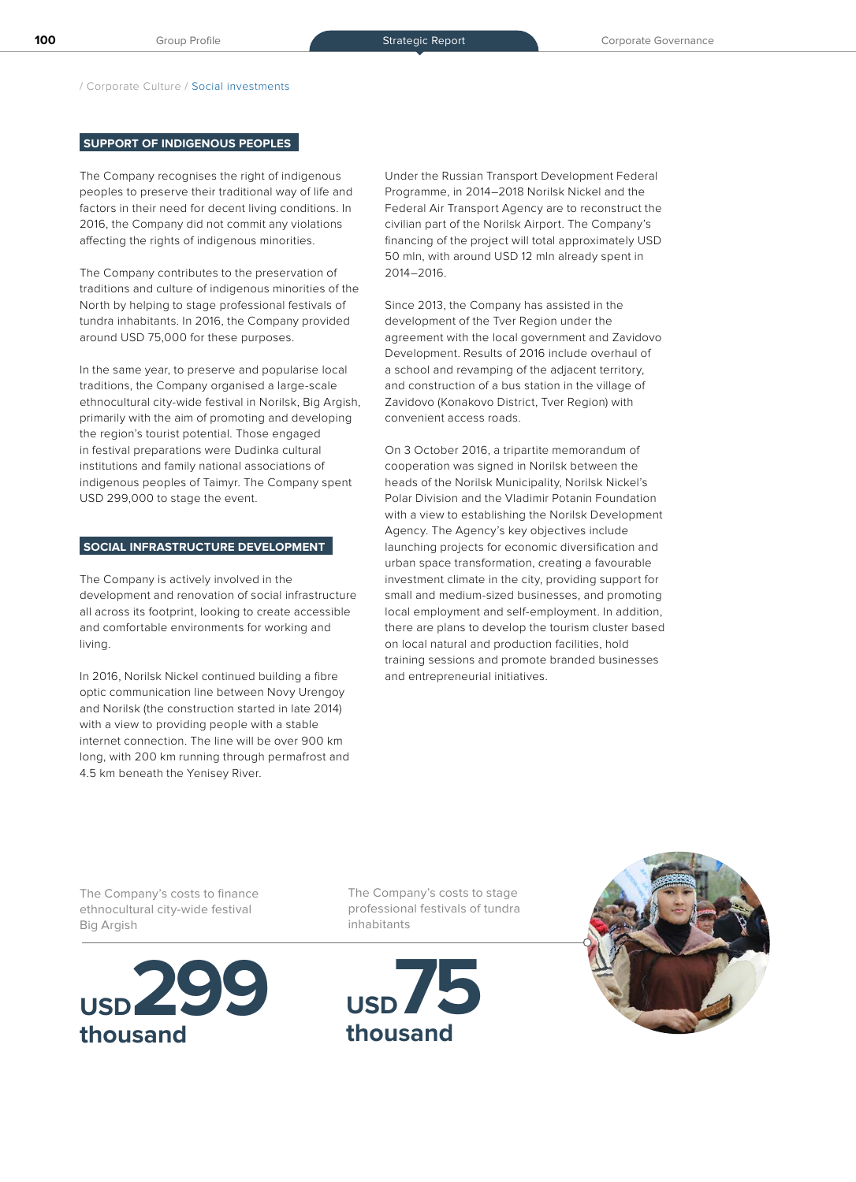/ Corporate Culture / Social investments

## SUPPORT OF INDIGENOUS PEOPLES

The Company recognises the right of indigenous peoples to preserve their traditional way of life and factors in their need for decent living conditions. In 2016, the Company did not commit any violations affecting the rights of indigenous minorities.

The Company contributes to the preservation of traditions and culture of indigenous minorities of the North by helping to stage professional festivals of tundra inhabitants. In 2016, the Company provided around USD 75,000 for these purposes.

In the same year, to preserve and popularise local traditions, the Company organised a large-scale ethnocultural city-wide festival in Norilsk, Big Argish, primarily with the aim of promoting and developing the region's tourist potential. Those engaged in festival preparations were Dudinka cultural institutions and family national associations of indigenous peoples of Taimyr. The Company spent USD 299,000 to stage the event.

## SOCIAL INFRASTRUCTURE DEVELOPMENT

The Company is actively involved in the development and renovation of social infrastructure all across its footprint, looking to create accessible and comfortable environments for working and living.

In 2016, Norilsk Nickel continued building a fibre optic communication line between Novy Urengoy and Norilsk (the construction started in late 2014) with a view to providing people with a stable internet connection. The line will be over 900 km long, with 200 km running through permafrost and 4.5 km beneath the Yenisey River.

Under the Russian Transport Development Federal Programme, in 2014–2018 Norilsk Nickel and the Federal Air Transport Agency are to reconstruct the civilian part of the Norilsk Airport. The Company's financing of the project will total approximately USD 50 mln, with around USD 12 mln already spent in 2014–2016.

Since 2013, the Company has assisted in the development of the Tver Region under the agreement with the local government and Zavidovo Development. Results of 2016 include overhaul of a school and revamping of the adjacent territory, and construction of a bus station in the village of Zavidovo (Konakovo District, Tver Region) with convenient access roads.

On 3 October 2016, a tripartite memorandum of cooperation was signed in Norilsk between the heads of the Norilsk Municipality, Norilsk Nickel's Polar Division and the Vladimir Potanin Foundation with a view to establishing the Norilsk Development Agency. The Agency's key objectives include launching projects for economic diversification and urban space transformation, creating a favourable investment climate in the city, providing support for small and medium-sized businesses, and promoting local employment and self-employment. In addition, there are plans to develop the tourism cluster based on local natural and production facilities, hold training sessions and promote branded businesses and entrepreneurial initiatives.

The Company's costs to finance ethnocultural city-wide festival Big Argish

**USD 299 thousand**

The Company's costs to stage professional festivals of tundra inhabitants

**USD 75 thousand**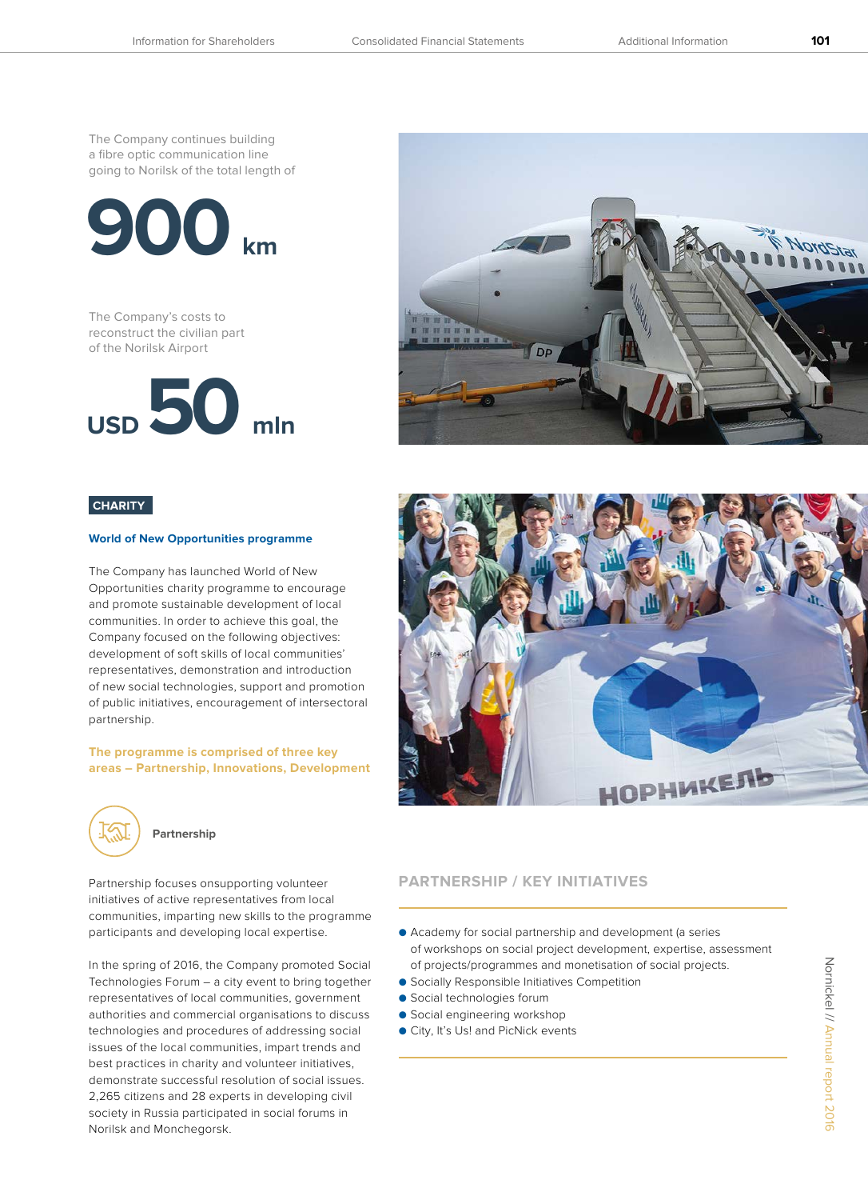The Company continues building a fibre optic communication line going to Norilsk of the total length of

**900** km

The Company's costs to reconstruct the civilian part of the Norilsk Airport

USD **50** mln

**CHARITY**

### World of New Opportunities programme

The Company has launched World of New Opportunities charity programme to encourage and promote sustainable development of local communities. In order to achieve this goal, the Company focused on the following objectives: development of soft skills of local communities' representatives, demonstration and introduction of new social technologies, support and promotion of public initiatives, encouragement of intersectoral partnership.

**The programme is comprised of three key areas – Partnership, Innovations, Development**

#### Partnership

Partnership focuses onsupporting volunteer initiatives of active representatives from local communities, imparting new skills to the programme participants and developing local expertise.

In the spring of 2016, the Company promoted Social Technologies Forum – a city event to bring together representatives of local communities, government authorities and commercial organisations to discuss technologies and procedures of addressing social issues of the local communities, impart trends and best practices in charity and volunteer initiatives, demonstrate successful resolution of social issues. 2,265 citizens and 28 experts in developing civil society in Russia participated in social forums in Norilsk and Monchegorsk.

#### PARTNERSHIP / KEY INITIATIVES

- Academy for social partnership and development (a series of workshops on social project development, expertise, assessment of projects/programmes and monetisation of social projects.
- Socially Responsible Initiatives Competition
- Social technologies forum
- Social engineering workshop
- City, It's Us! and PicNick events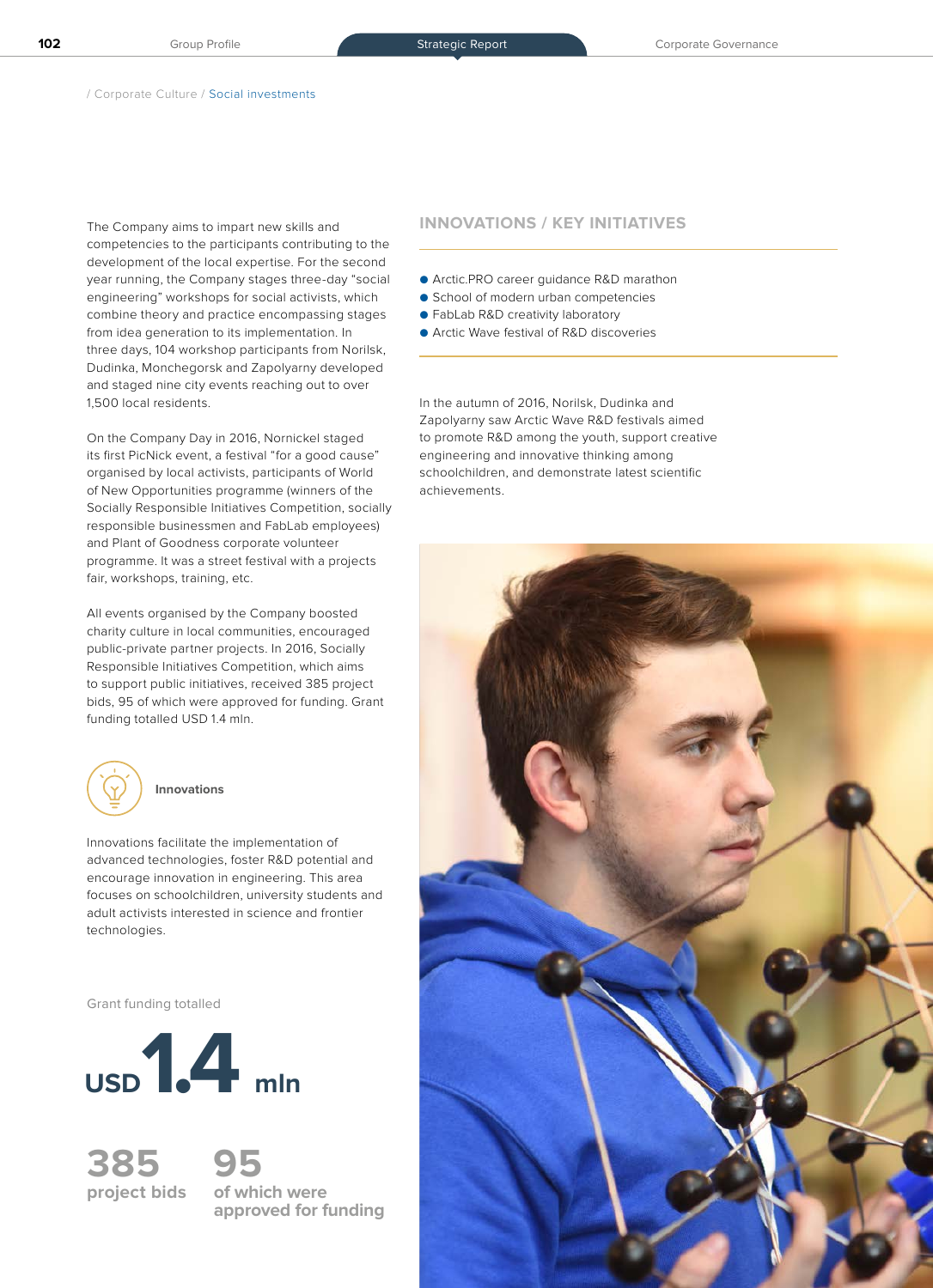/ Corporate Culture / Social investments

The Company aims to impart new skills and competencies to the participants contributing to the development of the local expertise. For the second year running, the Company stages three-day "social engineering" workshops for social activists, which combine theory and practice encompassing stages from idea generation to its implementation. In three days, 104 workshop participants from Norilsk, Dudinka, Monchegorsk and Zapolyarny developed and staged nine city events reaching out to over 1,500 local residents.

On the Company Day in 2016, Nornickel staged its first PicNick event, a festival "for a good cause" organised by local activists, participants of World of New Opportunities programme (winners of the Socially Responsible Initiatives Competition, socially responsible businessmen and FabLab employees) and Plant of Goodness corporate volunteer programme. It was a street festival with a projects fair, workshops, training, etc.

All events organised by the Company boosted charity culture in local communities, encouraged public-private partner projects. In 2016, Socially Responsible Initiatives Competition, which aims to support public initiatives, received 385 project bids, 95 of which were approved for funding. Grant funding totalled USD 1.4 mln.

### Innovations

Innovations facilitate the implementation of advanced technologies, foster R&D potential and encourage innovation in engineering. This area focuses on schoolchildren, university students and adult activists interested in science and frontier technologies.

Grant funding totalled

**USD 1.4 mln**

**385** project bids

**95** of which were approved for funding

## INNOVATIONS / KEY INITIATIVES

- Arctic.PRO career guidance R&D marathon
- School of modern urban competencies
- FabLab R&D creativity laboratory
- Arctic Wave festival of R&D discoveries

In the autumn of 2016, Norilsk, Dudinka and Zapolyarny saw Arctic Wave R&D festivals aimed to promote R&D among the youth, support creative engineering and innovative thinking among schoolchildren, and demonstrate latest scientific achievements.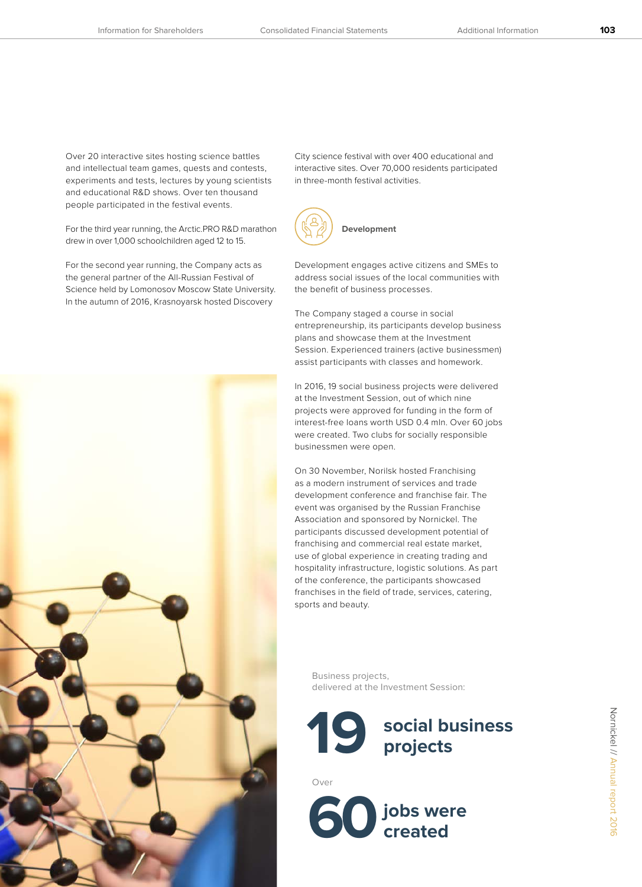Over 20 interactive sites hosting science battles and intellectual team games, quests and contests, experiments and tests, lectures by young scientists and educational R&D shows. Over ten thousand people participated in the festival events.

For the third year running, the Arctic.PRO R&D marathon drew in over 1,000 schoolchildren aged 12 to 15.

For the second year running, the Company acts as the general partner of the All-Russian Festival of Science held by Lomonosov Moscow State University. In the autumn of 2016, Krasnoyarsk hosted Discovery City science festival with over 400 educational and interactive sites. Over 70,000 residents participated in three-month festival activities.

### Development

Development engages active citizens and SMEs to address social issues of the local communities with the benefit of business processes.

The Company staged a course in social entrepreneurship, its participants develop business plans and showcase them at the Investment Session. Experienced trainers (active businessmen) assist participants with classes and homework.

In 2016, 19 social business projects were delivered at the Investment Session, out of which nine projects were approved for funding in the form of interest-free loans worth USD 0.4 mln. Over 60 jobs were created. Two clubs for socially responsible businessmen were open.

On 30 November, Norilsk hosted Franchising as a modern instrument of services and trade development conference and franchise fair. The event was organised by the Russian Franchise Association and sponsored by Nornickel. The participants discussed development potential of franchising and commercial real estate market, use of global experience in creating trading and hospitality infrastructure, logistic solutions. As part of the conference, the participants showcased franchises in the field of trade, services, catering, sports and beauty.

Business projects, delivered at the Investment Session:

**19** **social business projects**

Over

**60** **jobs were created**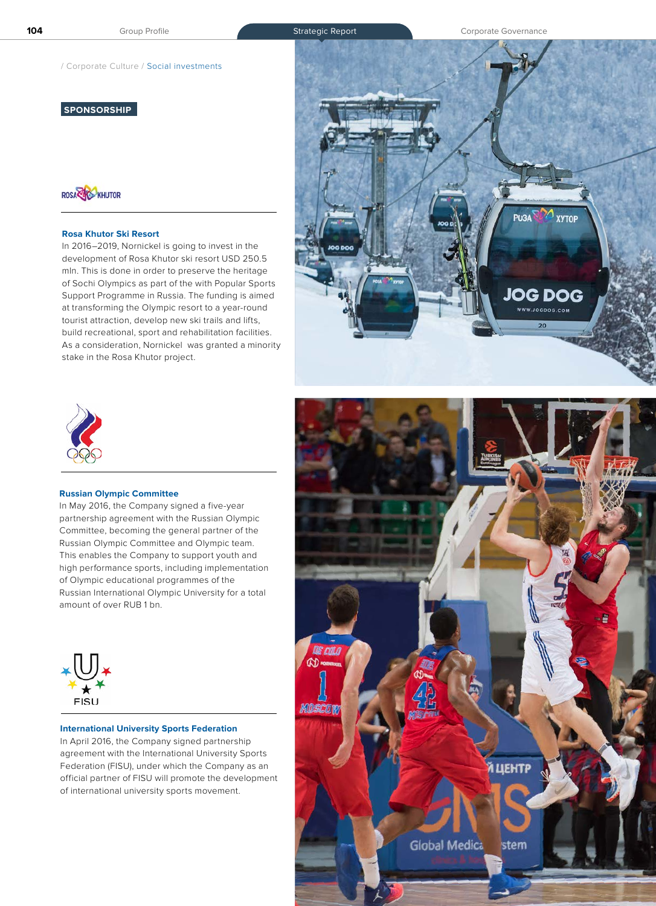/ Corporate Culture / Social investments

## SPONSORSHIP

### Rosa Khutor Ski Resort

In 2016–2019, Nornickel is going to invest in the development of Rosa Khutor ski resort USD 250.5 mln. This is done in order to preserve the heritage of Sochi Olympics as part of the with Popular Sports Support Programme in Russia. The funding is aimed at transforming the Olympic resort to a year-round tourist attraction, develop new ski trails and lifts, build recreational, sport and rehabilitation facilities. As a consideration, Nornickel was granted a minority stake in the Rosa Khutor project.

### Russian Olympic Committee

In May 2016, the Company signed a five-year partnership agreement with the Russian Olympic Committee, becoming the general partner of the Russian Olympic Committee and Olympic team. This enables the Company to support youth and high performance sports, including implementation of Olympic educational programmes of the Russian International Olympic University for a total amount of over RUB 1 bn.

### International University Sports Federation

In April 2016, the Company signed partnership agreement with the International University Sports Federation (FISU), under which the Company as an official partner of FISU will promote the development of international university sports movement.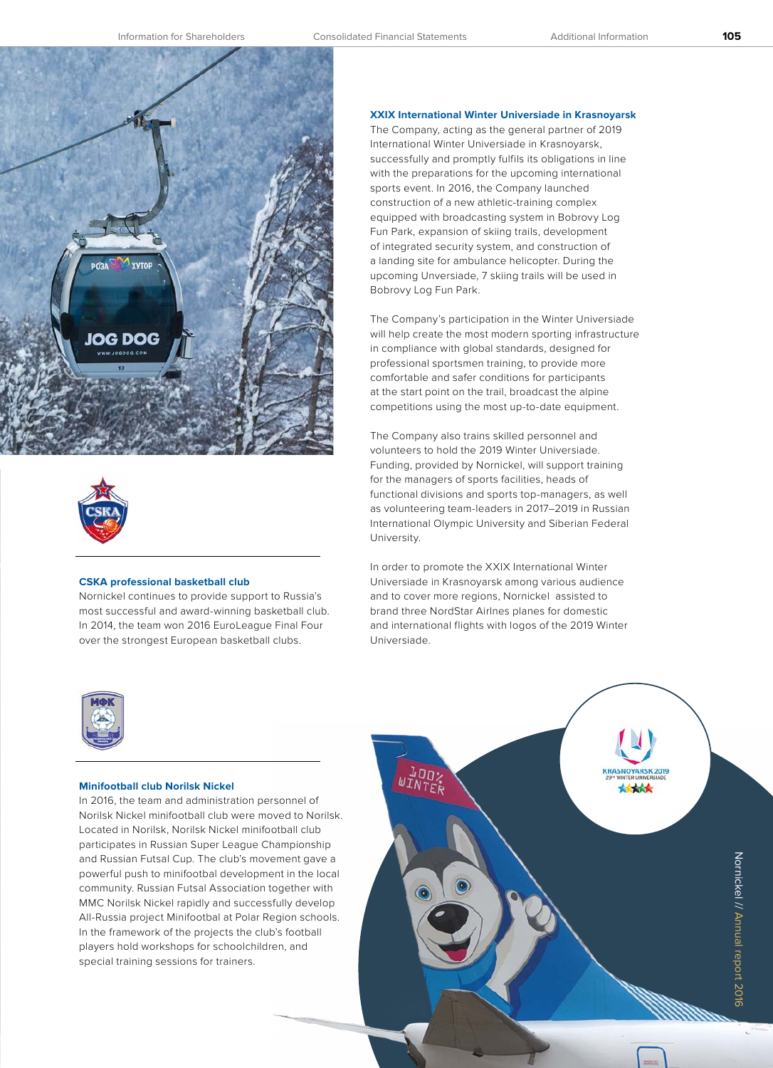### CSKA professional basketball club

Nornickel continues to provide support to Russia's most successful and award-winning basketball club. In 2014, the team won 2016 EuroLeague Final Four over the strongest European basketball clubs.

### Minifootball club Norilsk Nickel

In 2016, the team and administration personnel of Norilsk Nickel minifootball club were moved to Norilsk. Located in Norilsk, Norilsk Nickel minifootball club participates in Russian Super League Championship and Russian Futsal Cup. The club's movement gave a powerful push to minifootball development in the local community. Russian Futsal Association together with MMC Norilsk Nickel rapidly and successfully develop All-Russia project Minifootbal at Polar Region schools. In the framework of the projects the club's football players hold workshops for schoolchildren, and special training sessions for trainers.

### XXIX International Winter Universiade in Krasnoyarsk

The Company, acting as the general partner of 2019 International Winter Universiade in Krasnoyarsk, successfully and promptly fulfils its obligations in line with the preparations for the upcoming international sports event. In 2016, the Company launched construction of a new athletic-training complex equipped with broadcasting system in Bobrovy Log Fun Park, expansion of skiing trails, development of integrated security system, and construction of a landing site for ambulance helicopter. During the upcoming Unversiade, 7 skiing trails will be used in Bobrovy Log Fun Park.

The Company's participation in the Winter Universiade will help create the most modern sporting infrastructure in compliance with global standards, designed for professional sportsmen training, to provide more comfortable and safer conditions for participants at the start point on the trail, broadcast the alpine competitions using the most up-to-date equipment.

The Company also trains skilled personnel and volunteers to hold the 2019 Winter Universiade. Funding, provided by Nornickel, will support training for the managers of sports facilities, heads of functional divisions and sports top-managers, as well as volunteering team-leaders in 2017–2019 in Russian International Olympic University and Siberian Federal University.

In order to promote the XXIX International Winter Universiade in Krasnoyarsk among various audience and to cover more regions, Nornickel assisted to brand three NordStar Airlnes planes for domestic and international flights with logos of the 2019 Winter Universiade.